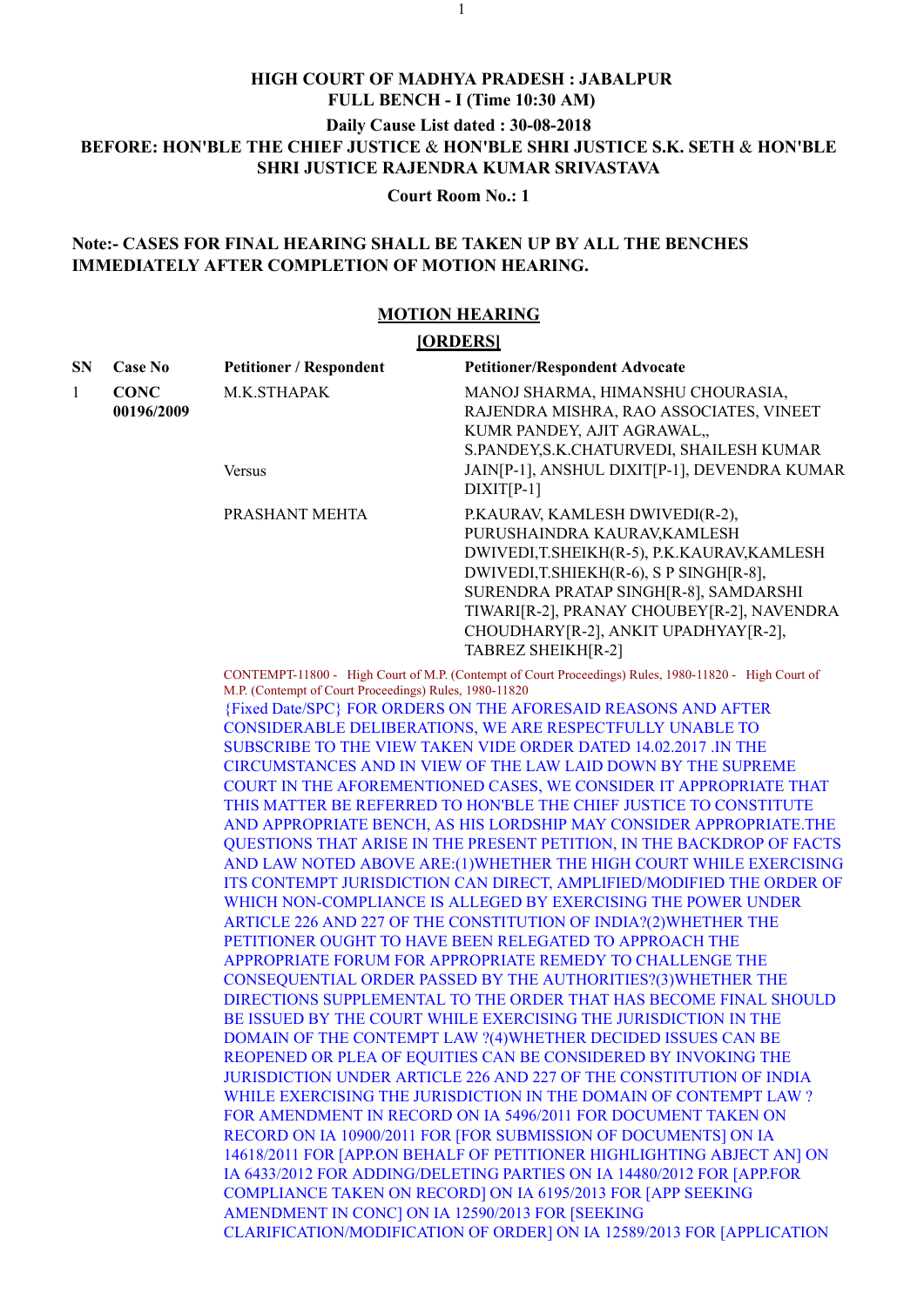**HIGH COURT OF MADHYA PRADESH : JABALPUR**

**FULL BENCH - I (Time 10:30 AM)**

**Daily Cause List dated : 30-08-2018**

**BEFORE: HON'BLE THE CHIEF JUSTICE & HON'BLE SHRI JUSTICE S.K. SETH & HON'BLE SHRI JUSTICE RAJENDRA KUMAR SRIVASTAVA**

**Court Room No.: 1**

**Note:- CASES FOR FINAL HEARING SHALL BE TAKEN UP BY ALL THE BENCHES IMMEDIATELY AFTER COMPLETION OF MOTION HEARING.**

## MOTION HEARING

### [ORDERS]

| SN | Case No | Petitioner / Respondent | Petitioner/Respondent Advocate |
|---|---|---|---|
| 1 | **CONC 00196/2009** | M.K.STHAPAK | MANOJ SHARMA, HIMANSHU CHOURASIA, RAJENDRA MISHRA, RAO ASSOCIATES, VINEET KUMR PANDEY, AJIT AGRAWAL,, S.PANDEY,S.K.CHATURVEDI, SHAILESH KUMAR JAIN[P-1], ANSHUL DIXIT[P-1], DEVENDRA KUMAR DIXIT[P-1] |
| | | Versus | |
| | | PRASHANT MEHTA | P.KAURAV, KAMLESH DWIVEDI(R-2), PURUSHAINDRA KAURAV,KAMLESH DWIVEDI,T.SHEIKH(R-5), P.K.KAURAV,KAMLESH DWIVEDI,T.SHIEKH(R-6), S P SINGH[R-8], SURENDRA PRATAP SINGH[R-8], SAMDARSHI TIWARI[R-2], PRANAY CHOUBEY[R-2], NAVENDRA CHOUDHARY[R-2], ANKIT UPADHYAY[R-2], TABREZ SHEIKH[R-2] |

CONTEMPT-11800 - High Court of M.P. (Contempt of Court Proceedings) Rules, 1980-11820 - High Court of M.P. (Contempt of Court Proceedings) Rules, 1980-11820

{Fixed Date/SPC} FOR ORDERS ON THE AFORESAID REASONS AND AFTER CONSIDERABLE DELIBERATIONS, WE ARE RESPECTFULLY UNABLE TO SUBSCRIBE TO THE VIEW TAKEN VIDE ORDER DATED 14.02.2017 .IN THE CIRCUMSTANCES AND IN VIEW OF THE LAW LAID DOWN BY THE SUPREME COURT IN THE AFOREMENTIONED CASES, WE CONSIDER IT APPROPRIATE THAT THIS MATTER BE REFERRED TO HON'BLE THE CHIEF JUSTICE TO CONSTITUTE AND APPROPRIATE BENCH, AS HIS LORDSHIP MAY CONSIDER APPROPRIATE.THE QUESTIONS THAT ARISE IN THE PRESENT PETITION, IN THE BACKDROP OF FACTS AND LAW NOTED ABOVE ARE:(1)WHETHER THE HIGH COURT WHILE EXERCISING ITS CONTEMPT JURISDICTION CAN DIRECT, AMPLIFIED/MODIFIED THE ORDER OF WHICH NON-COMPLIANCE IS ALLEGED BY EXERCISING THE POWER UNDER ARTICLE 226 AND 227 OF THE CONSTITUTION OF INDIA?(2)WHETHER THE PETITIONER OUGHT TO HAVE BEEN RELEGATED TO APPROACH THE APPROPRIATE FORUM FOR APPROPRIATE REMEDY TO CHALLENGE THE CONSEQUENTIAL ORDER PASSED BY THE AUTHORITIES?(3)WHETHER THE DIRECTIONS SUPPLEMENTAL TO THE ORDER THAT HAS BECOME FINAL SHOULD BE ISSUED BY THE COURT WHILE EXERCISING THE JURISDICTION IN THE DOMAIN OF THE CONTEMPT LAW ?(4)WHETHER DECIDED ISSUES CAN BE REOPENED OR PLEA OF EQUITIES CAN BE CONSIDERED BY INVOKING THE JURISDICTION UNDER ARTICLE 226 AND 227 OF THE CONSTITUTION OF INDIA WHILE EXERCISING THE JURISDICTION IN THE DOMAIN OF CONTEMPT LAW ? FOR AMENDMENT IN RECORD ON IA 5496/2011 FOR DOCUMENT TAKEN ON RECORD ON IA 10900/2011 FOR [FOR SUBMISSION OF DOCUMENTS] ON IA 14618/2011 FOR [APP.ON BEHALF OF PETITIONER HIGHLIGHTING ABJECT AN] ON IA 6433/2012 FOR ADDING/DELETING PARTIES ON IA 14480/2012 FOR [APP.FOR COMPLIANCE TAKEN ON RECORD] ON IA 6195/2013 FOR [APP SEEKING AMENDMENT IN CONC] ON IA 12590/2013 FOR [SEEKING CLARIFICATION/MODIFICATION OF ORDER] ON IA 12589/2013 FOR [APPLICATION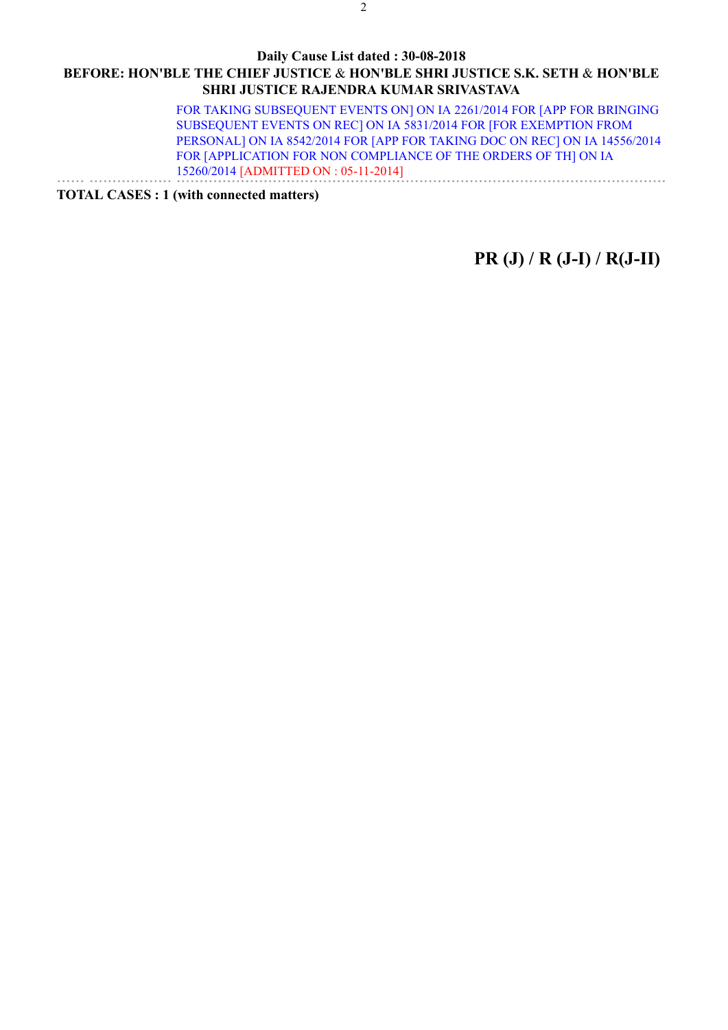**Daily Cause List dated : 30-08-2018**

**BEFORE: HON'BLE THE CHIEF JUSTICE & HON'BLE SHRI JUSTICE S.K. SETH & HON'BLE SHRI JUSTICE RAJENDRA KUMAR SRIVASTAVA**

FOR TAKING SUBSEQUENT EVENTS ON] ON IA 2261/2014 FOR [APP FOR BRINGING SUBSEQUENT EVENTS ON REC] ON IA 5831/2014 FOR [FOR EXEMPTION FROM PERSONAL] ON IA 8542/2014 FOR [APP FOR TAKING DOC ON REC] ON IA 14556/2014 FOR [APPLICATION FOR NON COMPLIANCE OF THE ORDERS OF TH] ON IA 15260/2014 [ADMITTED ON : 05-11-2014]

**TOTAL CASES : 1 (with connected matters)**

**PR (J) / R (J-I) / R(J-II)**